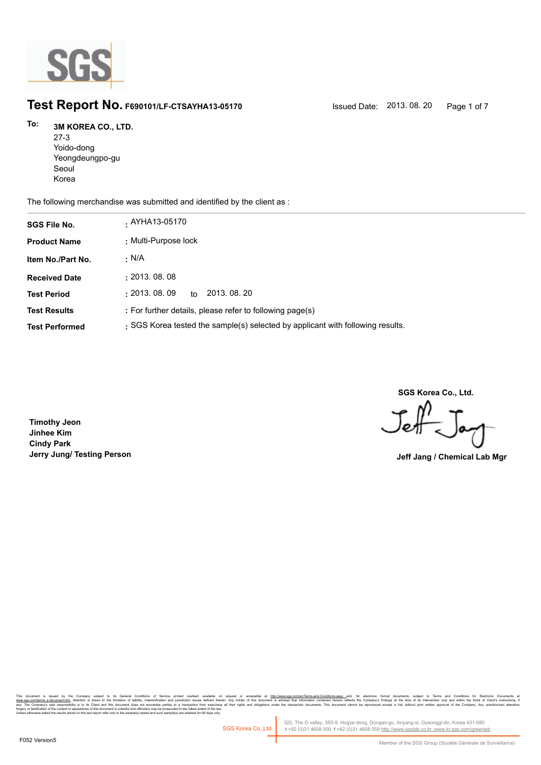**SGS**

# Test Report No. F690101/LF-CTSAYHA13-05170

Issued Date: 2013. 08. 20

**To:** **3M KOREA CO., LTD.**
27-3
Yoido-dong
Yeongdeungpo-gu
Seoul
Korea

The following merchandise was submitted and identified by the client as :

| | |
|---|---|
| **SGS File No.** | : AYHA13-05170 |
| **Product Name** | : Multi-Purpose lock |
| **Item No./Part No.** | : N/A |
| **Received Date** | : 2013. 08. 08 |
| **Test Period** | : 2013. 08. 09 to 2013. 08. 20 |
| **Test Results** | : For further details, please refer to following page(s) |
| **Test Performed** | : SGS Korea tested the sample(s) selected by applicant with following results. |

**SGS Korea Co., Ltd.**

**Timothy Jeon**
**Jinhee Kim**
**Cindy Park**
**Jerry Jung/ Testing Person**

**Jeff Jang / Chemical Lab Mgr**

This document is issued by the Company subject to its General Conditions of Service printed overleaf, available on request or accessible at http://www.sgs.com/en/Terms-and-Conditions.aspx and, for electronic format documents, subject to Terms and Conditions for Electronic Documents at www.sgs.com/terms_e-document.htm. Attention is drawn to the limitation of liability, indemnification and jurisdiction issues defined therein. Any holder of this document is advised that information contained hereon reflects the Company's findings at the time of its intervention only and within the limits of Client's instructions, if any. The Company's sole responsibility is to its Client and this document does not exonerate parties to a transaction from exercising all their rights and obligations under the transaction documents. This document cannot be reproduced except in full, without prior written approval of the Company. Any unauthorized alteration, forgery or falsification of the content or appearance of this document is unlawful and offenders may be prosecuted to the fullest extent of the law.
Unless otherwise stated the results shown in this test report refer only to the sample(s) tested and such sample(s) are retained for 90 days only.

SGS Korea Co.,Ltd. 322, The O valley, 555-9, Hogye-dong, Dongan-gu, Anyang-si, Gyeonggi-do, Korea 431-080
t +82 (0)31 4608 000 f +82 (0)31 4608 059 http://www.sgslab.co.kr ,www.kr.sgs.com/greenlab

F052 Version5

Member of the SGS Group (Société Générale de Surveillance)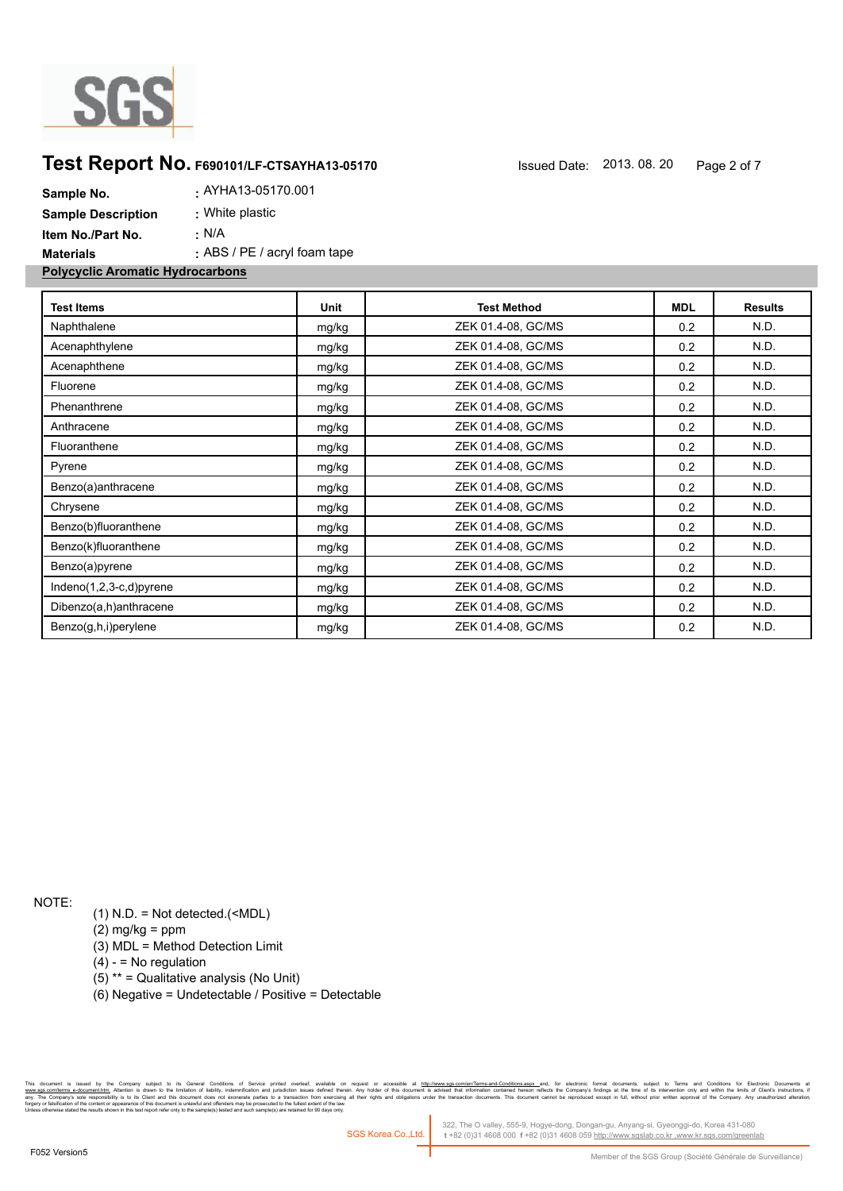# Test Report No. F690101/LF-CTSAYHA13-05170

Issued Date: 2013. 08. 20

**Sample No.** : AYHA13-05170.001

**Sample Description** : White plastic

**Item No./Part No.** : N/A

**Materials** : ABS / PE / acryl foam tape

## Polycyclic Aromatic Hydrocarbons

| Test Items | Unit | Test Method | MDL | Results |
|---|---|---|---|---|
| Naphthalene | mg/kg | ZEK 01.4-08, GC/MS | 0.2 | N.D. |
| Acenaphthylene | mg/kg | ZEK 01.4-08, GC/MS | 0.2 | N.D. |
| Acenaphthene | mg/kg | ZEK 01.4-08, GC/MS | 0.2 | N.D. |
| Fluorene | mg/kg | ZEK 01.4-08, GC/MS | 0.2 | N.D. |
| Phenanthrene | mg/kg | ZEK 01.4-08, GC/MS | 0.2 | N.D. |
| Anthracene | mg/kg | ZEK 01.4-08, GC/MS | 0.2 | N.D. |
| Fluoranthene | mg/kg | ZEK 01.4-08, GC/MS | 0.2 | N.D. |
| Pyrene | mg/kg | ZEK 01.4-08, GC/MS | 0.2 | N.D. |
| Benzo(a)anthracene | mg/kg | ZEK 01.4-08, GC/MS | 0.2 | N.D. |
| Chrysene | mg/kg | ZEK 01.4-08, GC/MS | 0.2 | N.D. |
| Benzo(b)fluoranthene | mg/kg | ZEK 01.4-08, GC/MS | 0.2 | N.D. |
| Benzo(k)fluoranthene | mg/kg | ZEK 01.4-08, GC/MS | 0.2 | N.D. |
| Benzo(a)pyrene | mg/kg | ZEK 01.4-08, GC/MS | 0.2 | N.D. |
| Indeno(1,2,3-c,d)pyrene | mg/kg | ZEK 01.4-08, GC/MS | 0.2 | N.D. |
| Dibenzo(a,h)anthracene | mg/kg | ZEK 01.4-08, GC/MS | 0.2 | N.D. |
| Benzo(g,h,i)perylene | mg/kg | ZEK 01.4-08, GC/MS | 0.2 | N.D. |

NOTE:

(1) N.D. = Not detected.(<MDL)
(2) mg/kg = ppm
(3) MDL = Method Detection Limit
(4) - = No regulation
(5) ** = Qualitative analysis (No Unit)
(6) Negative = Undetectable / Positive = Detectable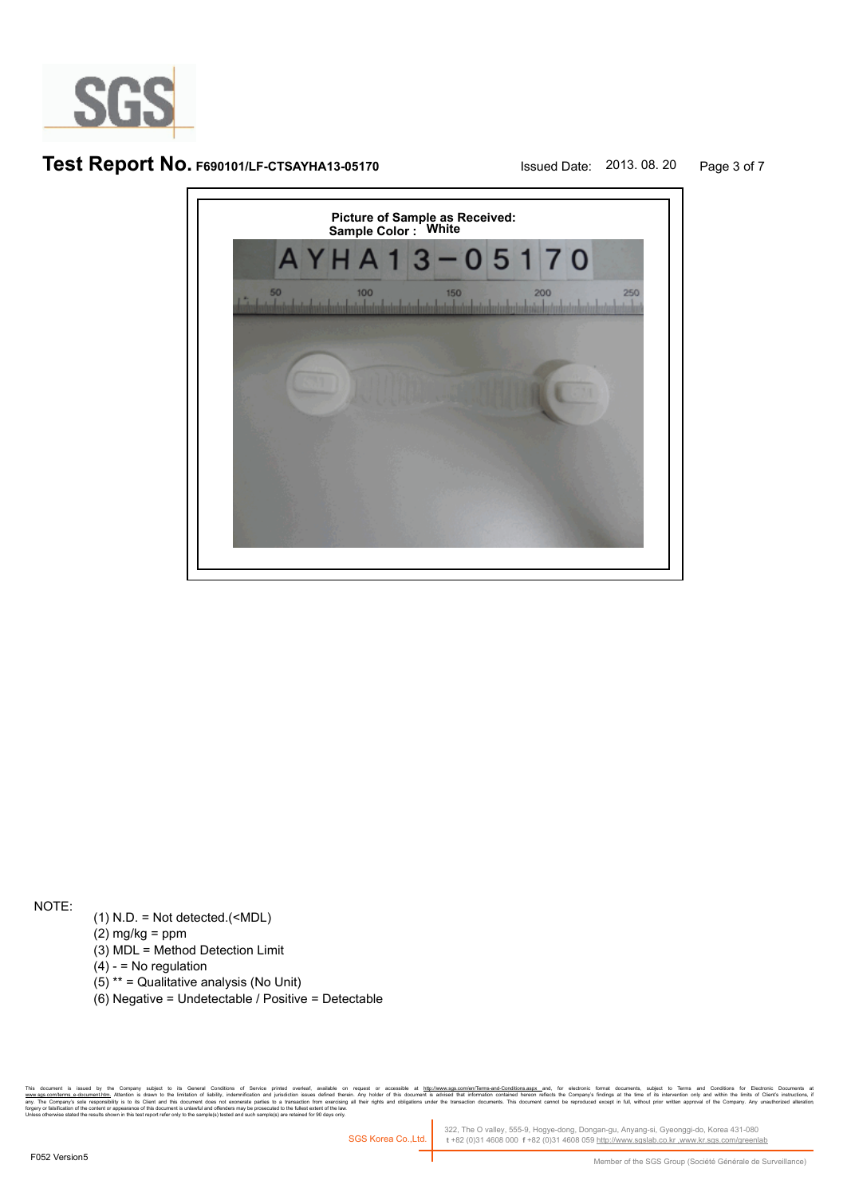## Test Report No. F690101/LF-CTSAYHA13-05170

Issued Date: 2013. 08. 20

**Picture of Sample as Received:**
**Sample Color : White**

NOTE:

(1) N.D. = Not detected.(<MDL)
(2) mg/kg = ppm
(3) MDL = Method Detection Limit
(4) - = No regulation
(5) ** = Qualitative analysis (No Unit)
(6) Negative = Undetectable / Positive = Detectable

This document is issued by the Company subject to its General Conditions of Service printed overleaf, available on request or accessible at http://www.sgs.com/en/Terms-and-Conditions.aspx and, for electronic format documents, subject to Terms and Conditions for Electronic Documents at www.sgs.com/terms_e-document.htm. Attention is drawn to the limitation of liability, indemnification and jurisdiction issues defined therein. Any holder of this document is advised that information contained hereon reflects the Company's findings at the time of its intervention only and within the limits of Client's instructions, if any. The Company's sole responsibility is to its Client and this document does not exonerate parties to a transaction from exercising all their rights and obligations under the transaction documents. This document cannot be reproduced except in full, without prior written approval of the Company. Any unauthorized alteration, forgery or falsification of the content or appearance of this document is unlawful and offenders may be prosecuted to the fullest extent of the law.
Unless otherwise stated the results shown in this test report refer only to the sample(s) tested and such sample(s) are retained for 90 days only.

SGS Korea Co.,Ltd. | 322, The O valley, 555-9, Hogye-dong, Dongan-gu, Anyang-si, Gyeonggi-do, Korea 431-080
t +82 (0)31 4608 000 f +82 (0)31 4608 059 http://www.sgslab.co.kr ,www.kr.sgs.com/greenlab

F052 Version5

Member of the SGS Group (Société Générale de Surveillance)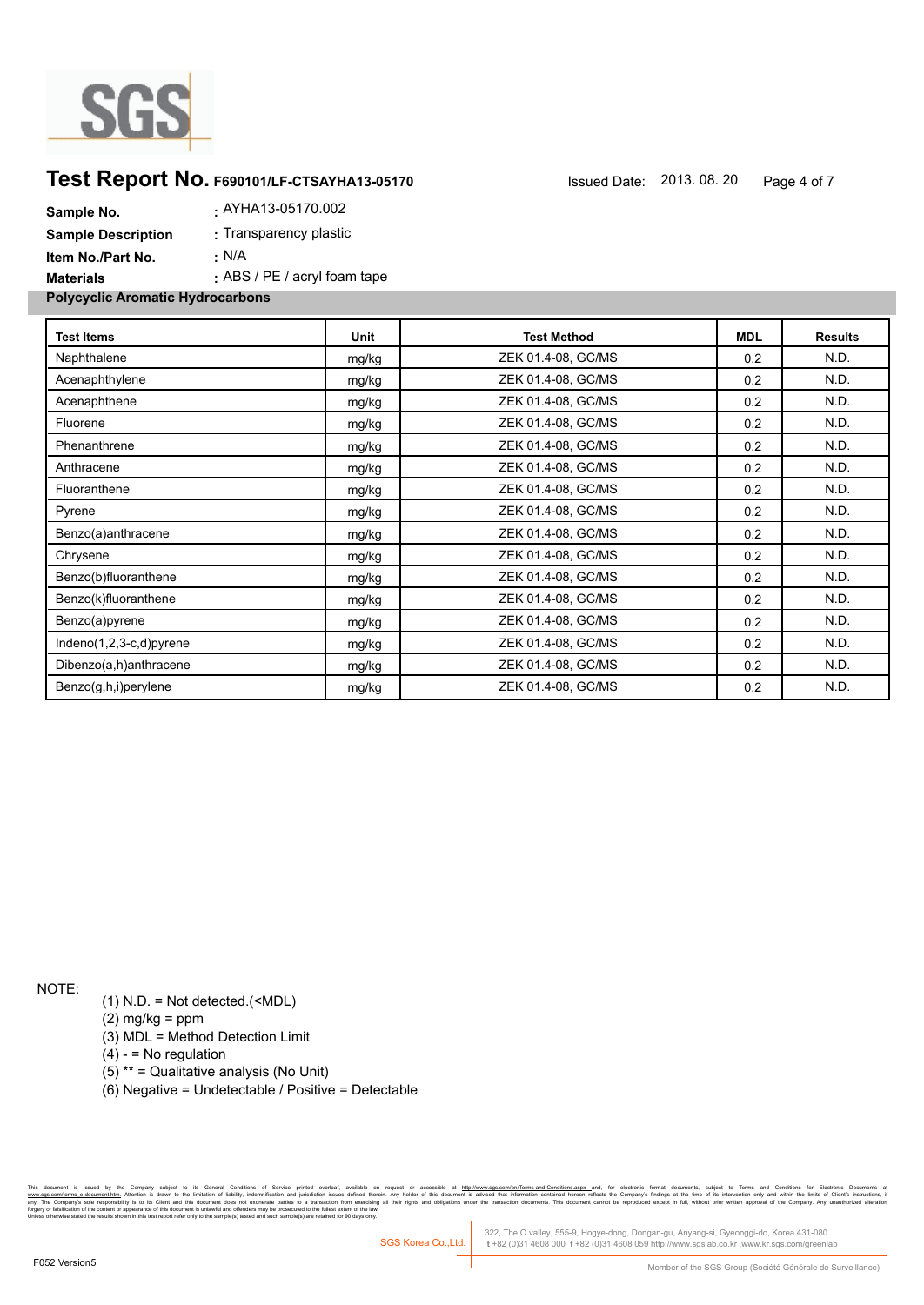# Test Report No. F690101/LF-CTSAYHA13-05170

Issued Date: 2013. 08. 20

**Sample No.** : AYHA13-05170.002

**Sample Description** : Transparency plastic

**Item No./Part No.** : N/A

**Materials** : ABS / PE / acryl foam tape

**Polycyclic Aromatic Hydrocarbons**

| Test Items | Unit | Test Method | MDL | Results |
|---|---|---|---|---|
| Naphthalene | mg/kg | ZEK 01.4-08, GC/MS | 0.2 | N.D. |
| Acenaphthylene | mg/kg | ZEK 01.4-08, GC/MS | 0.2 | N.D. |
| Acenaphthene | mg/kg | ZEK 01.4-08, GC/MS | 0.2 | N.D. |
| Fluorene | mg/kg | ZEK 01.4-08, GC/MS | 0.2 | N.D. |
| Phenanthrene | mg/kg | ZEK 01.4-08, GC/MS | 0.2 | N.D. |
| Anthracene | mg/kg | ZEK 01.4-08, GC/MS | 0.2 | N.D. |
| Fluoranthene | mg/kg | ZEK 01.4-08, GC/MS | 0.2 | N.D. |
| Pyrene | mg/kg | ZEK 01.4-08, GC/MS | 0.2 | N.D. |
| Benzo(a)anthracene | mg/kg | ZEK 01.4-08, GC/MS | 0.2 | N.D. |
| Chrysene | mg/kg | ZEK 01.4-08, GC/MS | 0.2 | N.D. |
| Benzo(b)fluoranthene | mg/kg | ZEK 01.4-08, GC/MS | 0.2 | N.D. |
| Benzo(k)fluoranthene | mg/kg | ZEK 01.4-08, GC/MS | 0.2 | N.D. |
| Benzo(a)pyrene | mg/kg | ZEK 01.4-08, GC/MS | 0.2 | N.D. |
| Indeno(1,2,3-c,d)pyrene | mg/kg | ZEK 01.4-08, GC/MS | 0.2 | N.D. |
| Dibenzo(a,h)anthracene | mg/kg | ZEK 01.4-08, GC/MS | 0.2 | N.D. |
| Benzo(g,h,i)perylene | mg/kg | ZEK 01.4-08, GC/MS | 0.2 | N.D. |

NOTE:

(1) N.D. = Not detected.(<MDL)
(2) mg/kg = ppm
(3) MDL = Method Detection Limit
(4) - = No regulation
(5) ** = Qualitative analysis (No Unit)
(6) Negative = Undetectable / Positive = Detectable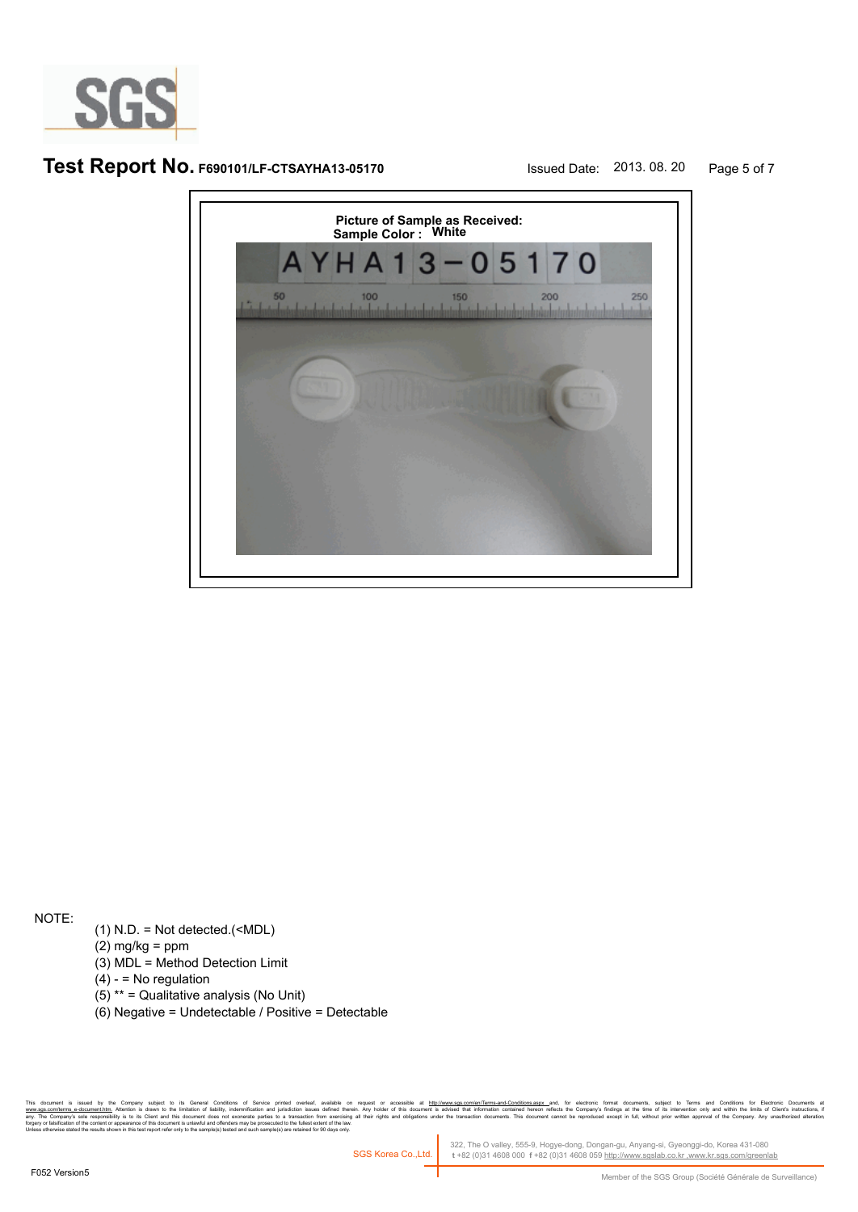# Test Report No. F690101/LF-CTSAYHA13-05170

Issued Date: 2013. 08. 20

**Picture of Sample as Received:**
**Sample Color : White**

NOTE:

(1) N.D. = Not detected.(<MDL)
(2) mg/kg = ppm
(3) MDL = Method Detection Limit
(4) - = No regulation
(5) ** = Qualitative analysis (No Unit)
(6) Negative = Undetectable / Positive = Detectable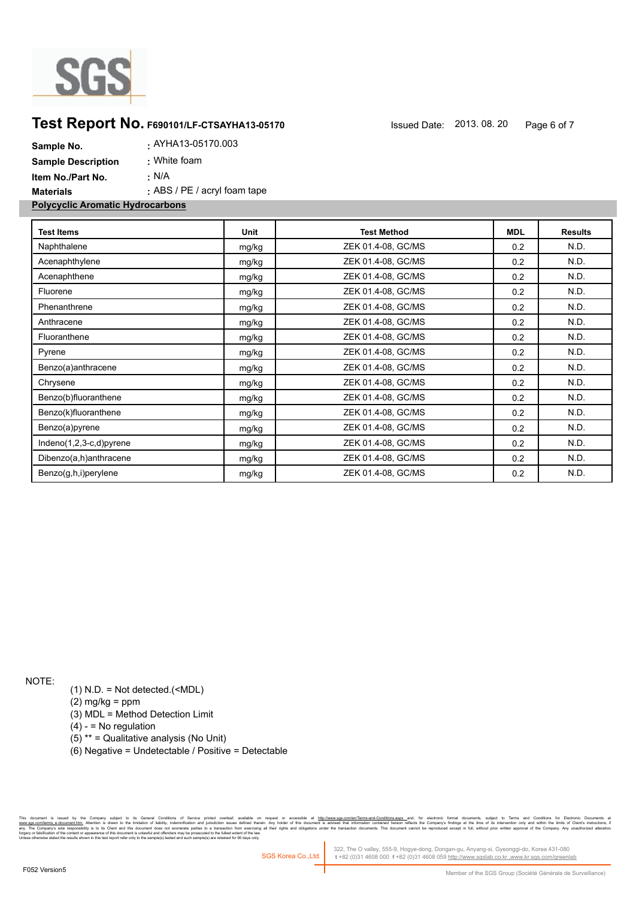# Test Report No. F690101/LF-CTSAYHA13-05170

Issued Date: 2013. 08. 20

**Sample No.** : AYHA13-05170.003

**Sample Description** : White foam

**Item No./Part No.** : N/A

**Materials** : ABS / PE / acryl foam tape

## Polycyclic Aromatic Hydrocarbons

| Test Items | Unit | Test Method | MDL | Results |
|---|---|---|---|---|
| Naphthalene | mg/kg | ZEK 01.4-08, GC/MS | 0.2 | N.D. |
| Acenaphthylene | mg/kg | ZEK 01.4-08, GC/MS | 0.2 | N.D. |
| Acenaphthene | mg/kg | ZEK 01.4-08, GC/MS | 0.2 | N.D. |
| Fluorene | mg/kg | ZEK 01.4-08, GC/MS | 0.2 | N.D. |
| Phenanthrene | mg/kg | ZEK 01.4-08, GC/MS | 0.2 | N.D. |
| Anthracene | mg/kg | ZEK 01.4-08, GC/MS | 0.2 | N.D. |
| Fluoranthene | mg/kg | ZEK 01.4-08, GC/MS | 0.2 | N.D. |
| Pyrene | mg/kg | ZEK 01.4-08, GC/MS | 0.2 | N.D. |
| Benzo(a)anthracene | mg/kg | ZEK 01.4-08, GC/MS | 0.2 | N.D. |
| Chrysene | mg/kg | ZEK 01.4-08, GC/MS | 0.2 | N.D. |
| Benzo(b)fluoranthene | mg/kg | ZEK 01.4-08, GC/MS | 0.2 | N.D. |
| Benzo(k)fluoranthene | mg/kg | ZEK 01.4-08, GC/MS | 0.2 | N.D. |
| Benzo(a)pyrene | mg/kg | ZEK 01.4-08, GC/MS | 0.2 | N.D. |
| Indeno(1,2,3-c,d)pyrene | mg/kg | ZEK 01.4-08, GC/MS | 0.2 | N.D. |
| Dibenzo(a,h)anthracene | mg/kg | ZEK 01.4-08, GC/MS | 0.2 | N.D. |
| Benzo(g,h,i)perylene | mg/kg | ZEK 01.4-08, GC/MS | 0.2 | N.D. |

NOTE:

(1) N.D. = Not detected.(<MDL)

(2) mg/kg = ppm

(3) MDL = Method Detection Limit

(4) - = No regulation

(5) ** = Qualitative analysis (No Unit)

(6) Negative = Undetectable / Positive = Detectable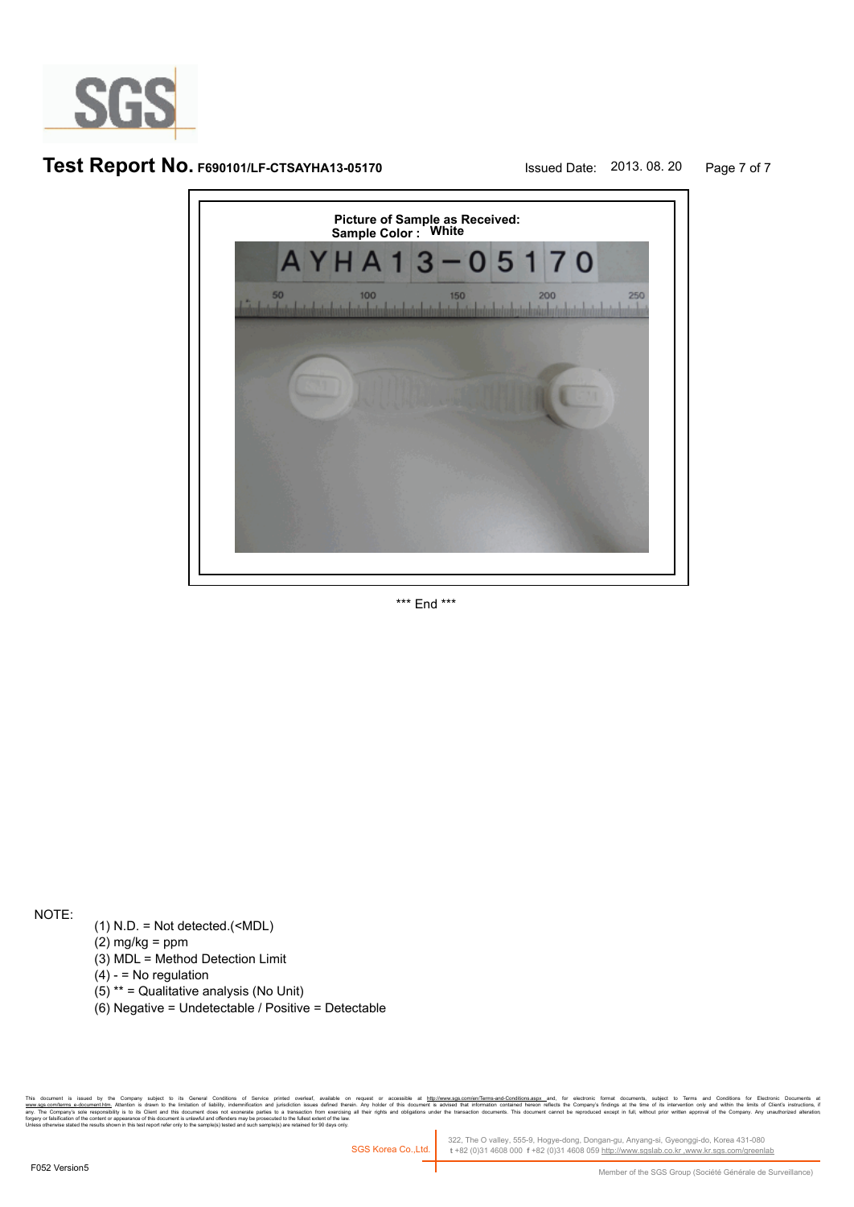**Test Report No.** F690101/LF-CTSAYHA13-05170 Issued Date: 2013. 08. 20

**Picture of Sample as Received:**
**Sample Color : White**

*** End ***

NOTE:

(1) N.D. = Not detected.(<MDL)
(2) mg/kg = ppm
(3) MDL = Method Detection Limit
(4) - = No regulation
(5) ** = Qualitative analysis (No Unit)
(6) Negative = Undetectable / Positive = Detectable

This document is issued by the Company subject to its General Conditions of Service printed overleaf, available on request or accessible at http://www.sgs.com/en/Terms-and-Conditions.aspx and, for electronic format documents, subject to Terms and Conditions for Electronic Documents at www.sgs.com/terms_e-document.htm. Attention is drawn to the limitation of liability, indemnification and jurisdiction issues defined therein. Any holder of this document is advised that information contained hereon reflects the Company's findings at the time of its intervention only and within the limits of Client's instructions, if any. The Company's sole responsibility is to its Client and this document does not exonerate parties to a transaction from exercising all their rights and obligations under the transaction documents. This document cannot be reproduced except in full, without prior written approval of the Company. Any unauthorized alteration, forgery or falsification of the content or appearance of this document is unlawful and offenders may be prosecuted to the fullest extent of the law.
Unless otherwise stated the results shown in this test report refer only to the sample(s) tested and such sample(s) are retained for 90 days only.

SGS Korea Co.,Ltd. 322, The O valley, 555-9, Hogye-dong, Dongan-gu, Anyang-si, Gyeonggi-do, Korea 431-080
t +82 (0)31 4608 000 f +82 (0)31 4608 059 http://www.sgslab.co.kr ,www.kr.sgs.com/greenlab

F052 Version5

Member of the SGS Group (Société Générale de Surveillance)